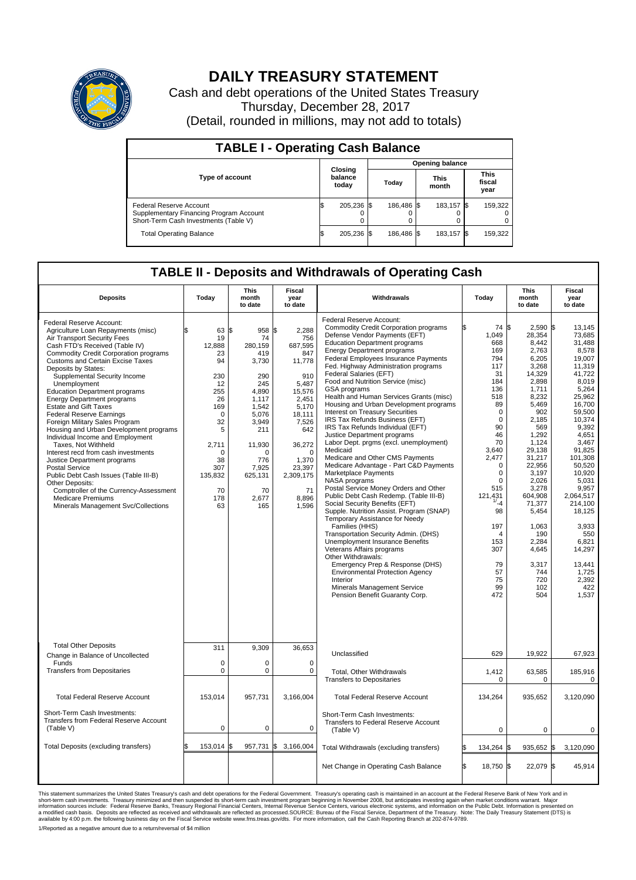# DAILY TREASURY STATEMENT

Cash and debt operations of the United States Treasury

Thursday, December 28, 2017

(Detail, rounded in millions, may not add to totals)

## TABLE I - Operating Cash Balance

| Type of account | Closing balance today | Opening balance Today | Opening balance This month | Opening balance This fiscal year |
|---|---|---|---|---|
| Federal Reserve Account | $ 205,236 | $ 186,486 | $ 183,157 | $ 159,322 |
| Supplementary Financing Program Account | 0 | 0 | 0 | 0 |
| Short-Term Cash Investments (Table V) | 0 | 0 | 0 | 0 |
| Total Operating Balance | $ 205,236 | $ 186,486 | $ 183,157 | $ 159,322 |

## TABLE II - Deposits and Withdrawals of Operating Cash

| Deposits | Today | This month to date | Fiscal year to date | Withdrawals | Today | This month to date | Fiscal year to date |
|---|---|---|---|---|---|---|---|
| Federal Reserve Account: | | | | Federal Reserve Account: | | | |
| Agriculture Loan Repayments (misc) | $ 63 | $ 958 | $ 2,288 | Commodity Credit Corporation programs | $ 74 | $ 2,590 | $ 13,145 |
| Air Transport Security Fees | 19 | 74 | 756 | Defense Vendor Payments (EFT) | 1,049 | 28,354 | 73,685 |
| Cash FTD's Received (Table IV) | 12,888 | 280,159 | 687,595 | Education Department programs | 668 | 8,442 | 31,488 |
| Commodity Credit Corporation programs | 23 | 419 | 847 | Energy Department programs | 169 | 2,763 | 8,578 |
| Customs and Certain Excise Taxes | 94 | 3,730 | 11,778 | Federal Employees Insurance Payments | 794 | 6,205 | 19,007 |
| Deposits by States: | | | | Fed. Highway Administration programs | 117 | 3,268 | 11,319 |
| Supplemental Security Income | 230 | 290 | 910 | Federal Salaries (EFT) | 31 | 14,329 | 41,722 |
| Unemployment | 12 | 245 | 5,487 | Food and Nutrition Service (misc) | 184 | 2,898 | 8,019 |
| Education Department programs | 255 | 4,890 | 15,576 | GSA programs | 136 | 1,711 | 5,264 |
| Energy Department programs | 26 | 1,117 | 2,451 | Health and Human Services Grants (misc) | 518 | 8,232 | 25,962 |
| Estate and Gift Taxes | 169 | 1,542 | 5,170 | Housing and Urban Development programs | 89 | 5,469 | 16,700 |
| Federal Reserve Earnings | 0 | 5,076 | 18,111 | Interest on Treasury Securities | 0 | 902 | 59,500 |
| Foreign Military Sales Program | 32 | 3,949 | 7,526 | IRS Tax Refunds Business (EFT) | 0 | 2,185 | 10,374 |
| Housing and Urban Development programs | 5 | 211 | 642 | IRS Tax Refunds Individual (EFT) | 90 | 569 | 9,392 |
| Individual Income and Employment Taxes, Not Withheld | 2,711 | 11,930 | 36,272 | Justice Department programs | 46 | 1,292 | 4,651 |
| Interest recd from cash investments | 0 | 0 | 0 | Labor Dept. prgms (excl. unemployment) | 70 | 1,124 | 3,467 |
| Justice Department programs | 38 | 776 | 1,370 | Medicaid | 3,640 | 29,138 | 91,825 |
| Postal Service | 307 | 7,925 | 23,397 | Medicare and Other CMS Payments | 2,477 | 31,217 | 101,308 |
| Public Debt Cash Issues (Table III-B) | 135,832 | 625,131 | 2,309,175 | Medicare Advantage - Part C&D Payments | 0 | 22,956 | 50,520 |
| Other Deposits: | | | | Marketplace Payments | 0 | 3,197 | 10,920 |
| Comptroller of the Currency-Assessment | 70 | 70 | 71 | NASA programs | 0 | 2,026 | 5,031 |
| Medicare Premiums | 178 | 2,677 | 8,896 | Postal Service Money Orders and Other | 515 | 3,278 | 9,957 |
| Minerals Management Svc/Collections | 63 | 165 | 1,596 | Public Debt Cash Redemp. (Table III-B) | 121,431 | 604,908 | 2,064,517 |
| | | | | Social Security Benefits (EFT) | 1/ -4 | 71,377 | 214,100 |
| | | | | Supple. Nutrition Assist. Program (SNAP) | 98 | 5,454 | 18,125 |
| | | | | Temporary Assistance for Needy Families (HHS) | 197 | 1,063 | 3,933 |
| | | | | Transportation Security Admin. (DHS) | 4 | 190 | 550 |
| | | | | Unemployment Insurance Benefits | 153 | 2,284 | 6,821 |
| | | | | Veterans Affairs programs | 307 | 4,645 | 14,297 |
| | | | | Other Withdrawals: | | | |
| | | | | Emergency Prep & Response (DHS) | 79 | 3,317 | 13,441 |
| | | | | Environmental Protection Agency | 57 | 744 | 1,725 |
| | | | | Interior | 75 | 720 | 2,392 |
| | | | | Minerals Management Service | 99 | 102 | 422 |
| | | | | Pension Benefit Guaranty Corp. | 472 | 504 | 1,537 |
| Total Other Deposits | 311 | 9,309 | 36,653 | Unclassified | 629 | 19,922 | 67,923 |
| Change in Balance of Uncollected Funds | 0 | 0 | 0 | | | | |
| Transfers from Depositaries | 0 | 0 | 0 | Total, Other Withdrawals | 1,412 | 63,585 | 185,916 |
| | | | | Transfers to Depositaries | 0 | 0 | 0 |
| Total Federal Reserve Account | 153,014 | 957,731 | 3,166,004 | Total Federal Reserve Account | 134,264 | 935,652 | 3,120,090 |
| Short-Term Cash Investments: Transfers from Federal Reserve Account (Table V) | 0 | 0 | 0 | Short-Term Cash Investments: Transfers to Federal Reserve Account (Table V) | 0 | 0 | 0 |
| Total Deposits (excluding transfers) | $ 153,014 | $ 957,731 | $ 3,166,004 | Total Withdrawals (excluding transfers) | $ 134,264 | $ 935,652 | $ 3,120,090 |
| | | | | Net Change in Operating Cash Balance | $ 18,750 | $ 22,079 | $ 45,914 |

This statement summarizes the United States Treasury's cash and debt operations for the Federal Government. Treasury's operating cash is maintained in an account at the Federal Reserve Bank of New York and in short-term cash investments. Treasury minimized and then suspended its short-term cash investment program beginning in November 2008, but anticipates investing again when market conditions warrant. Major information sources include: Federal Reserve Banks, Treasury Regional Financial Centers, Internal Revenue Service Centers, various electronic systems, and information on the Public Debt. Information is presented on a modified cash basis. Deposits are reflected as received and withdrawals are reflected as processed.SOURCE: Bureau of the Fiscal Service, Department of the Treasury. Note: The Daily Treasury Statement (DTS) is available by 4:00 p.m. the following business day on the Fiscal Service website www.fms.treas.gov/dts. For more information, call the Cash Reporting Branch at 202-874-9789.

1/Reported as a negative amount due to a return/reversal of $4 million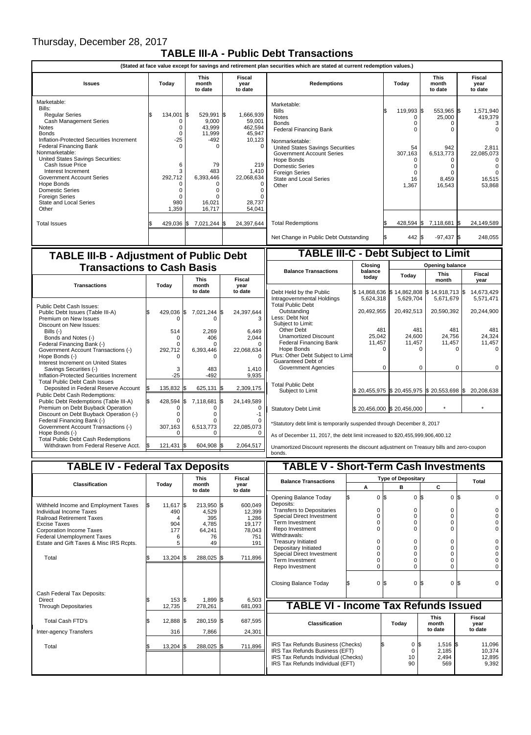Thursday, December 28, 2017

# TABLE III-A - Public Debt Transactions

(Stated at face value except for savings and retirement plan securities which are stated at current redemption values.)

| Issues | Today | This month to date | Fiscal year to date |
|---|---|---|---|
| Marketable: | | | |
| Bills: | | | |
| Regular Series | $ 134,001 | $ 529,991 | $ 1,666,939 |
| Cash Management Series | 0 | 9,000 | 59,001 |
| Notes | 0 | 43,999 | 462,594 |
| Bonds | 0 | 11,999 | 45,947 |
| Inflation-Protected Securities Increment | -25 | -492 | 10,123 |
| Federal Financing Bank | 0 | 0 | 0 |
| Nonmarketable: | | | |
| United States Savings Securities: | | | |
| Cash Issue Price | 6 | 79 | 219 |
| Interest Increment | 3 | 483 | 1,410 |
| Government Account Series | 292,712 | 6,393,446 | 22,068,634 |
| Hope Bonds | 0 | 0 | 0 |
| Domestic Series | 0 | 0 | 0 |
| Foreign Series | 0 | 0 | 0 |
| State and Local Series | 980 | 16,021 | 28,737 |
| Other | 1,359 | 16,717 | 54,041 |
| Total Issues | $ 429,036 | $ 7,021,244 | $ 24,397,644 |

| Redemptions | Today | This month to date | Fiscal year to date |
|---|---|---|---|
| Marketable: | | | |
| Bills | $ 119,993 | $ 553,965 | $ 1,571,940 |
| Notes | 0 | 25,000 | 419,379 |
| Bonds | 0 | 0 | 3 |
| Federal Financing Bank | 0 | 0 | 0 |
| Nonmarketable: | | | |
| United States Savings Securities | 54 | 942 | 2,811 |
| Government Account Series | 307,163 | 6,513,773 | 22,085,073 |
| Hope Bonds | 0 | 0 | 0 |
| Domestic Series | 0 | 0 | 0 |
| Foreign Series | 0 | 0 | 0 |
| State and Local Series | 16 | 8,459 | 16,515 |
| Other | 1,367 | 16,543 | 53,868 |
| Total Redemptions | $ 428,594 | $ 7,118,681 | $ 24,149,589 |
| Net Change in Public Debt Outstanding | $ 442 | $ -97,437 | $ 248,055 |

# TABLE III-B - Adjustment of Public Debt Transactions to Cash Basis

| Transactions | Today | This month to date | Fiscal year to date |
|---|---|---|---|
| Public Debt Cash Issues: | | | |
| Public Debt Issues (Table III-A) | $ 429,036 | $ 7,021,244 | $ 24,397,644 |
| Premium on New Issues | 0 | 0 | 3 |
| Discount on New Issues: | | | |
| Bills (-) | 514 | 2,269 | 6,449 |
| Bonds and Notes (-) | 0 | 406 | 2,044 |
| Federal Financing Bank (-) | 0 | 0 | 0 |
| Government Account Transactions (-) | 292,712 | 6,393,446 | 22,068,634 |
| Hope Bonds (-) | 0 | 0 | 0 |
| Interest Increment on United States Savings Securities (-) | 3 | 483 | 1,410 |
| Inflation-Protected Securities Increment | -25 | -492 | 9,935 |
| Total Public Debt Cash Issues Deposited in Federal Reserve Account | $ 135,832 | $ 625,131 | $ 2,309,175 |
| Public Debt Cash Redemptions: | | | |
| Public Debt Redemptions (Table III-A) | $ 428,594 | $ 7,118,681 | $ 24,149,589 |
| Premium on Debt Buyback Operation | 0 | 0 | 0 |
| Discount on Debt Buyback Operation (-) | 0 | 0 | -1 |
| Federal Financing Bank (-) | 0 | 0 | 0 |
| Government Account Transactions (-) | 307,163 | 6,513,773 | 22,085,073 |
| Hope Bonds (-) | 0 | 0 | 0 |
| Total Public Debt Cash Redemptions Withdrawn from Federal Reserve Acct. | $ 121,431 | $ 604,908 | $ 2,064,517 |

# TABLE III-C - Debt Subject to Limit

| Balance Transactions | Closing balance today | Opening balance Today | Opening balance This month | Opening balance Fiscal year |
|---|---|---|---|---|
| Debt Held by the Public | $ 14,868,636 | $ 14,862,808 | $ 14,918,713 | $ 14,673,429 |
| Intragovernmental Holdings | 5,624,318 | 5,629,704 | 5,671,679 | 5,571,471 |
| Total Public Debt Outstanding | 20,492,955 | 20,492,513 | 20,590,392 | 20,244,900 |
| Less: Debt Not Subject to Limit: | | | | |
| Other Debt | 481 | 481 | 481 | 481 |
| Unamortized Discount | 25,042 | 24,600 | 24,756 | 24,324 |
| Federal Financing Bank | 11,457 | 11,457 | 11,457 | 11,457 |
| Hope Bonds | 0 | 0 | 0 | 0 |
| Plus: Other Debt Subject to Limit | | | | |
| Guaranteed Debt of Government Agencies | 0 | 0 | 0 | 0 |
| Total Public Debt Subject to Limit | $ 20,455,975 | $ 20,455,975 | $ 20,553,698 | $ 20,208,638 |
| Statutory Debt Limit | $ 20,456,000 | $ 20,456,000 | * | * |

*Statutory debt limit is temporarily suspended through December 8, 2017

As of December 11, 2017, the debt limit increased to $20,455,999,906,400.12

Unamortized Discount represents the discount adjustment on Treasury bills and zero-coupon bonds.

# TABLE IV - Federal Tax Deposits

| Classification | Today | This month to date | Fiscal year to date |
|---|---|---|---|
| Withheld Income and Employment Taxes | $ 11,617 | $ 213,950 | $ 600,049 |
| Individual Income Taxes | 490 | 4,529 | 12,399 |
| Railroad Retirement Taxes | 4 | 395 | 1,286 |
| Excise Taxes | 904 | 4,785 | 19,177 |
| Corporation Income Taxes | 177 | 64,241 | 78,043 |
| Federal Unemployment Taxes | 6 | 76 | 751 |
| Estate and Gift Taxes & Misc IRS Rcpts. | 5 | 49 | 191 |
| Total | $ 13,204 | $ 288,025 | $ 711,896 |
| Cash Federal Tax Deposits: | | | |
| Direct | $ 153 | $ 1,899 | $ 6,503 |
| Through Depositaries | 12,735 | 278,261 | 681,093 |
| Total Cash FTD's | $ 12,888 | $ 280,159 | $ 687,595 |
| Inter-agency Transfers | 316 | 7,866 | 24,301 |
| Total | $ 13,204 | $ 288,025 | $ 711,896 |

# TABLE V - Short-Term Cash Investments

| Balance Transactions | Type of Depositary A | Type of Depositary B | Type of Depositary C | Total |
|---|---|---|---|---|
| Opening Balance Today | $ 0 | $ 0 | $ 0 | $ 0 |
| Deposits: | | | | |
| Transfers to Depositaries | 0 | 0 | 0 | 0 |
| Special Direct Investment | 0 | 0 | 0 | 0 |
| Term Investment | 0 | 0 | 0 | 0 |
| Repo Investment | 0 | 0 | 0 | 0 |
| Withdrawals: | | | | |
| Treasury Initiated | 0 | 0 | 0 | 0 |
| Depositary Initiated | 0 | 0 | 0 | 0 |
| Special Direct Investment | 0 | 0 | 0 | 0 |
| Term Investment | 0 | 0 | 0 | 0 |
| Repo Investment | 0 | 0 | 0 | 0 |
| Closing Balance Today | $ 0 | $ 0 | $ 0 | $ 0 |

# TABLE VI - Income Tax Refunds Issued

| Classification | Today | This month to date | Fiscal year to date |
|---|---|---|---|
| IRS Tax Refunds Business (Checks) | $ 0 | $ 1,516 | $ 11,096 |
| IRS Tax Refunds Business (EFT) | 0 | 2,185 | 10,374 |
| IRS Tax Refunds Individual (Checks) | 10 | 2,494 | 12,895 |
| IRS Tax Refunds Individual (EFT) | 90 | 569 | 9,392 |